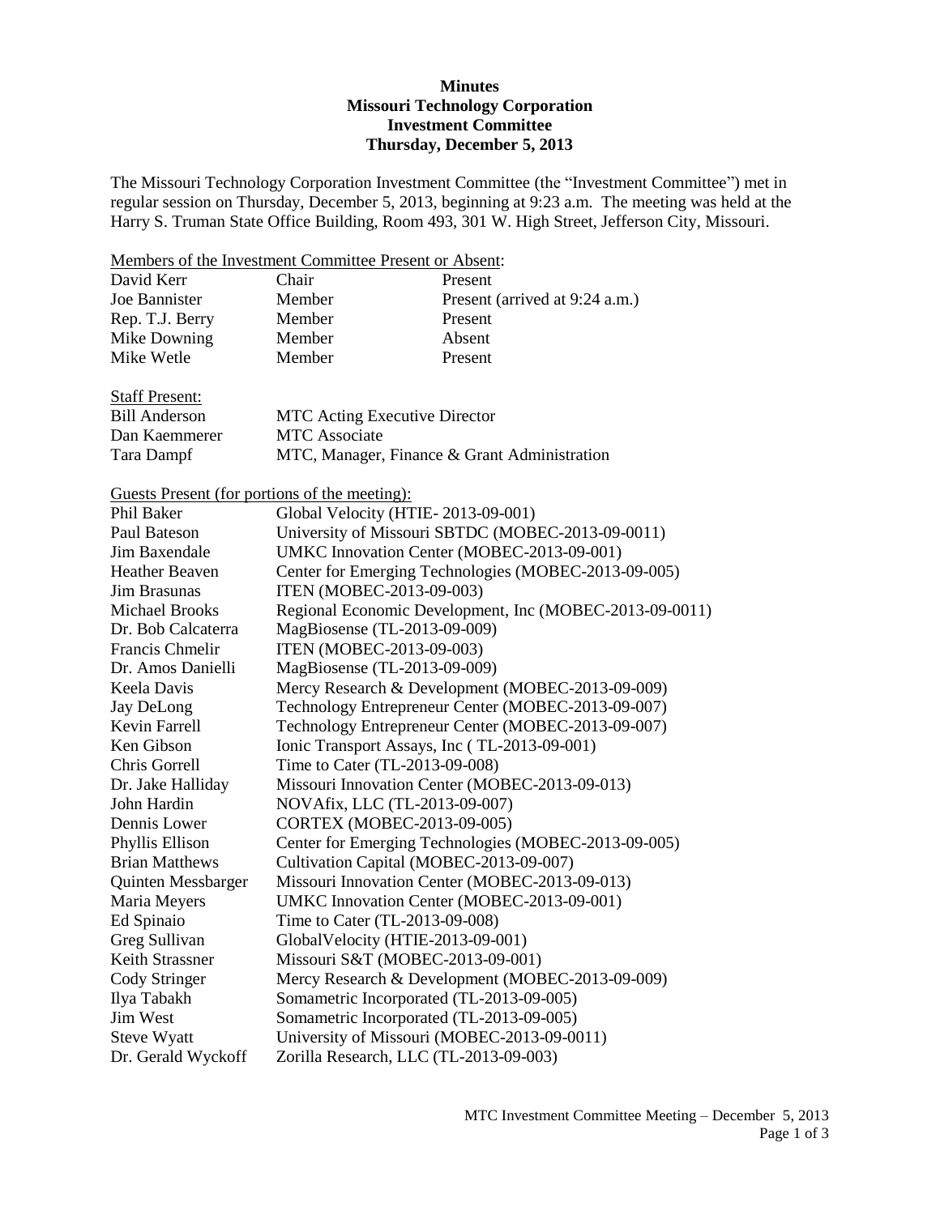**Minutes**
**Missouri Technology Corporation**
**Investment Committee**
**Thursday, December 5, 2013**

The Missouri Technology Corporation Investment Committee (the "Investment Committee") met in regular session on Thursday, December 5, 2013, beginning at 9:23 a.m. The meeting was held at the Harry S. Truman State Office Building, Room 493, 301 W. High Street, Jefferson City, Missouri.

Members of the Investment Committee Present or Absent:

| | | |
|---|---|---|
| David Kerr | Chair | Present |
| Joe Bannister | Member | Present (arrived at 9:24 a.m.) |
| Rep. T.J. Berry | Member | Present |
| Mike Downing | Member | Absent |
| Mike Wetle | Member | Present |

Staff Present:

| | |
|---|---|
| Bill Anderson | MTC Acting Executive Director |
| Dan Kaemmerer | MTC Associate |
| Tara Dampf | MTC, Manager, Finance & Grant Administration |

Guests Present (for portions of the meeting):

| | |
|---|---|
| Phil Baker | Global Velocity (HTIE- 2013-09-001) |
| Paul Bateson | University of Missouri SBTDC (MOBEC-2013-09-0011) |
| Jim Baxendale | UMKC Innovation Center (MOBEC-2013-09-001) |
| Heather Beaven | Center for Emerging Technologies (MOBEC-2013-09-005) |
| Jim Brasunas | ITEN (MOBEC-2013-09-003) |
| Michael Brooks | Regional Economic Development, Inc (MOBEC-2013-09-0011) |
| Dr. Bob Calcaterra | MagBiosense (TL-2013-09-009) |
| Francis Chmelir | ITEN (MOBEC-2013-09-003) |
| Dr. Amos Danielli | MagBiosense (TL-2013-09-009) |
| Keela Davis | Mercy Research & Development (MOBEC-2013-09-009) |
| Jay DeLong | Technology Entrepreneur Center (MOBEC-2013-09-007) |
| Kevin Farrell | Technology Entrepreneur Center (MOBEC-2013-09-007) |
| Ken Gibson | Ionic Transport Assays, Inc ( TL-2013-09-001) |
| Chris Gorrell | Time to Cater (TL-2013-09-008) |
| Dr. Jake Halliday | Missouri Innovation Center (MOBEC-2013-09-013) |
| John Hardin | NOVAfix, LLC (TL-2013-09-007) |
| Dennis Lower | CORTEX (MOBEC-2013-09-005) |
| Phyllis Ellison | Center for Emerging Technologies (MOBEC-2013-09-005) |
| Brian Matthews | Cultivation Capital (MOBEC-2013-09-007) |
| Quinten Messbarger | Missouri Innovation Center (MOBEC-2013-09-013) |
| Maria Meyers | UMKC Innovation Center (MOBEC-2013-09-001) |
| Ed Spinaio | Time to Cater (TL-2013-09-008) |
| Greg Sullivan | GlobalVelocity (HTIE-2013-09-001) |
| Keith Strassner | Missouri S&T (MOBEC-2013-09-001) |
| Cody Stringer | Mercy Research & Development (MOBEC-2013-09-009) |
| Ilya Tabakh | Somametric Incorporated (TL-2013-09-005) |
| Jim West | Somametric Incorporated (TL-2013-09-005) |
| Steve Wyatt | University of Missouri (MOBEC-2013-09-0011) |
| Dr. Gerald Wyckoff | Zorilla Research, LLC (TL-2013-09-003) |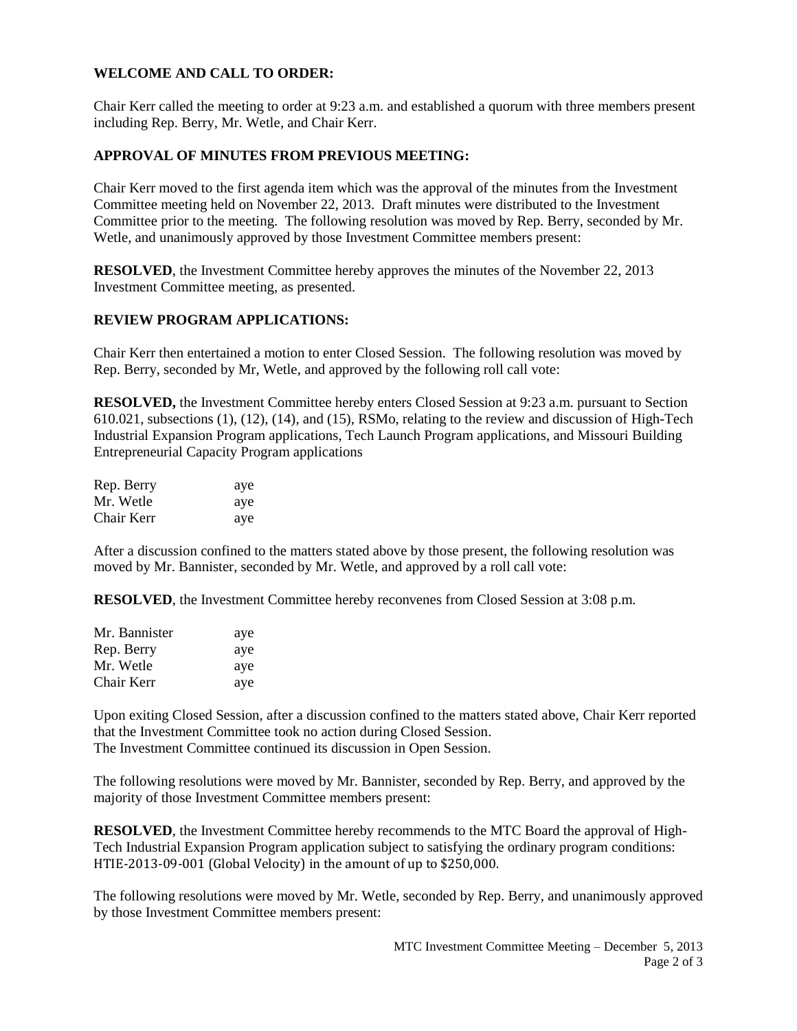**WELCOME AND CALL TO ORDER:**

Chair Kerr called the meeting to order at 9:23 a.m. and established a quorum with three members present including Rep. Berry, Mr. Wetle, and Chair Kerr.

**APPROVAL OF MINUTES FROM PREVIOUS MEETING:**

Chair Kerr moved to the first agenda item which was the approval of the minutes from the Investment Committee meeting held on November 22, 2013. Draft minutes were distributed to the Investment Committee prior to the meeting. The following resolution was moved by Rep. Berry, seconded by Mr. Wetle, and unanimously approved by those Investment Committee members present:

**RESOLVED**, the Investment Committee hereby approves the minutes of the November 22, 2013 Investment Committee meeting, as presented.

**REVIEW PROGRAM APPLICATIONS:**

Chair Kerr then entertained a motion to enter Closed Session. The following resolution was moved by Rep. Berry, seconded by Mr, Wetle, and approved by the following roll call vote:

**RESOLVED,** the Investment Committee hereby enters Closed Session at 9:23 a.m. pursuant to Section 610.021, subsections (1), (12), (14), and (15), RSMo, relating to the review and discussion of High-Tech Industrial Expansion Program applications, Tech Launch Program applications, and Missouri Building Entrepreneurial Capacity Program applications

| | |
|---|---|
| Rep. Berry | aye |
| Mr. Wetle | aye |
| Chair Kerr | aye |

After a discussion confined to the matters stated above by those present, the following resolution was moved by Mr. Bannister, seconded by Mr. Wetle, and approved by a roll call vote:

**RESOLVED**, the Investment Committee hereby reconvenes from Closed Session at 3:08 p.m.

| | |
|---|---|
| Mr. Bannister | aye |
| Rep. Berry | aye |
| Mr. Wetle | aye |
| Chair Kerr | aye |

Upon exiting Closed Session, after a discussion confined to the matters stated above, Chair Kerr reported that the Investment Committee took no action during Closed Session.
The Investment Committee continued its discussion in Open Session.

The following resolutions were moved by Mr. Bannister, seconded by Rep. Berry, and approved by the majority of those Investment Committee members present:

**RESOLVED**, the Investment Committee hereby recommends to the MTC Board the approval of High-Tech Industrial Expansion Program application subject to satisfying the ordinary program conditions: HTIE-2013-09-001 (Global Velocity) in the amount of up to $250,000.

The following resolutions were moved by Mr. Wetle, seconded by Rep. Berry, and unanimously approved by those Investment Committee members present: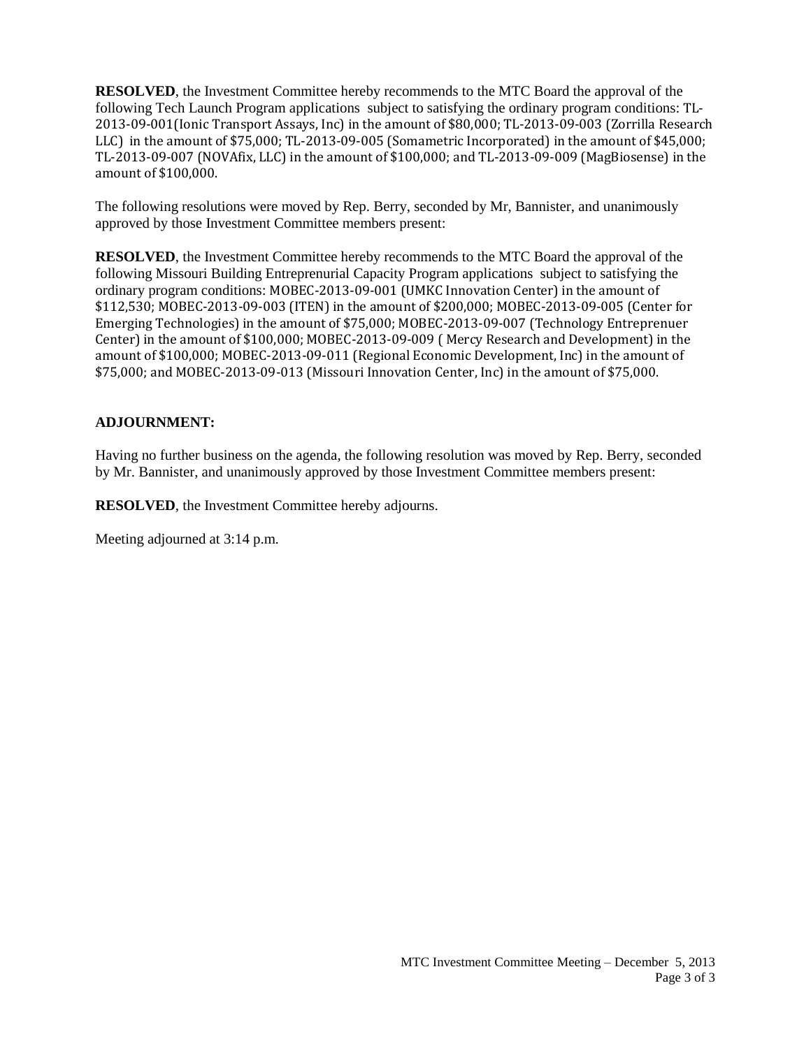**RESOLVED**, the Investment Committee hereby recommends to the MTC Board the approval of the following Tech Launch Program applications subject to satisfying the ordinary program conditions: TL-2013-09-001(Ionic Transport Assays, Inc) in the amount of $80,000; TL-2013-09-003 (Zorrilla Research LLC) in the amount of $75,000; TL-2013-09-005 (Somametric Incorporated) in the amount of $45,000; TL-2013-09-007 (NOVAfix, LLC) in the amount of $100,000; and TL-2013-09-009 (MagBiosense) in the amount of $100,000.

The following resolutions were moved by Rep. Berry, seconded by Mr, Bannister, and unanimously approved by those Investment Committee members present:

**RESOLVED**, the Investment Committee hereby recommends to the MTC Board the approval of the following Missouri Building Entreprenurial Capacity Program applications subject to satisfying the ordinary program conditions: MOBEC-2013-09-001 (UMKC Innovation Center) in the amount of $112,530; MOBEC-2013-09-003 (ITEN) in the amount of $200,000; MOBEC-2013-09-005 (Center for Emerging Technologies) in the amount of $75,000; MOBEC-2013-09-007 (Technology Entreprenuer Center) in the amount of $100,000; MOBEC-2013-09-009 ( Mercy Research and Development) in the amount of $100,000; MOBEC-2013-09-011 (Regional Economic Development, Inc) in the amount of $75,000; and MOBEC-2013-09-013 (Missouri Innovation Center, Inc) in the amount of $75,000.

**ADJOURNMENT:**

Having no further business on the agenda, the following resolution was moved by Rep. Berry, seconded by Mr. Bannister, and unanimously approved by those Investment Committee members present:

**RESOLVED**, the Investment Committee hereby adjourns.

Meeting adjourned at 3:14 p.m.